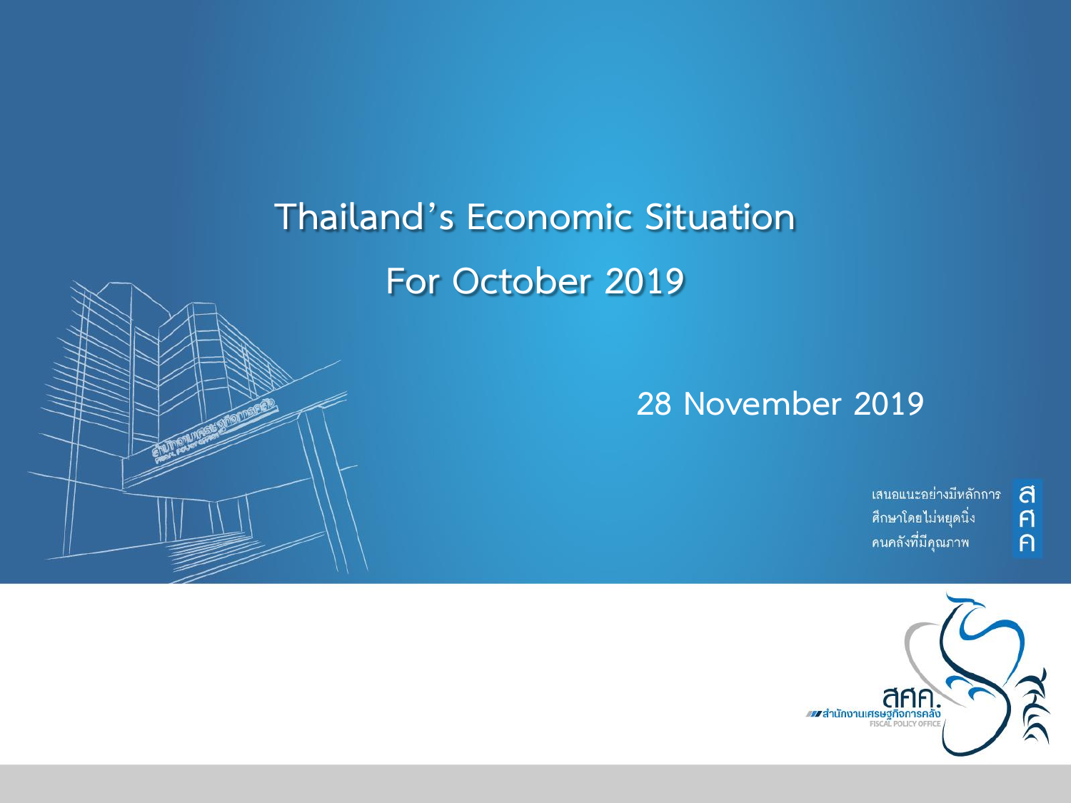# Thailand's Economic Situation

# For October 2019

28 November 2019

เสนอแนะอย่างมีหลักการ
ศึกษาโดยไม่หยุดนิ่ง
คนคลังที่มีคุณภาพ

สศค.

สำนักงานเศรษฐกิจการคลัง
FISCAL POLICY OFFICE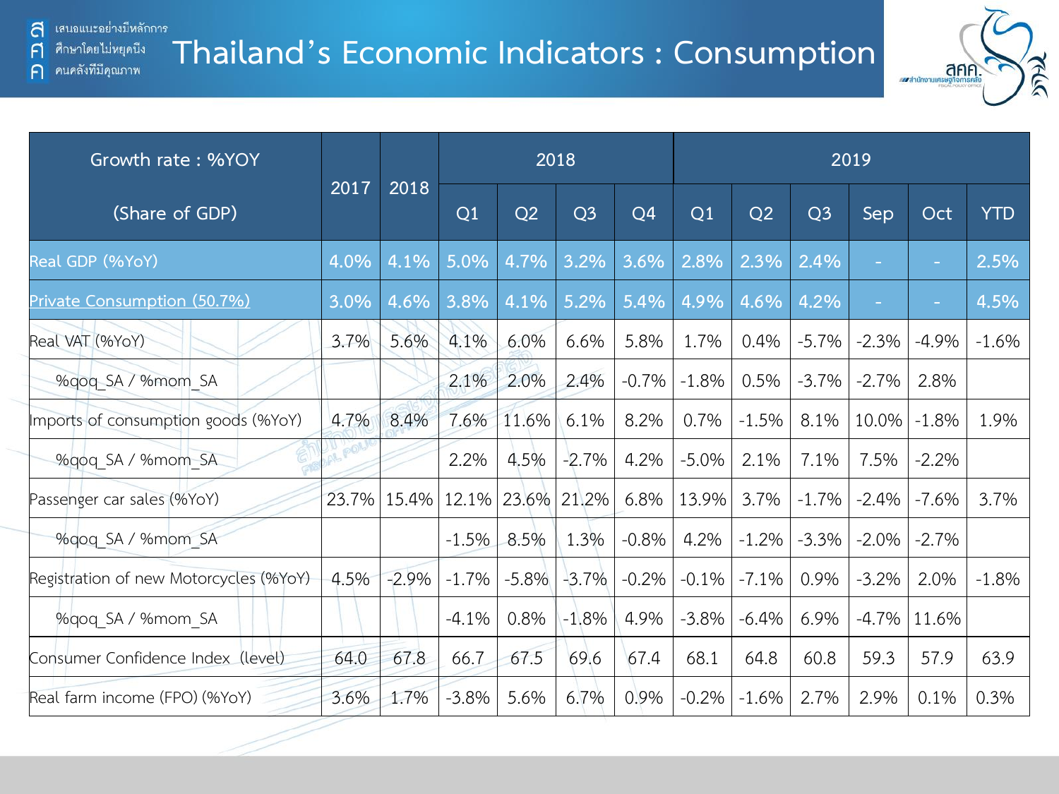# Thailand's Economic Indicators : Consumption

| Growth rate : %YOY (Share of GDP) | 2017 | 2018 | 2018 | | | | 2019 | | | | | |
|---|---|---|---|---|---|---|---|---|---|---|---|---|
| | | | Q1 | Q2 | Q3 | Q4 | Q1 | Q2 | Q3 | Sep | Oct | YTD |
| Real GDP (%YoY) | 4.0% | 4.1% | 5.0% | 4.7% | 3.2% | 3.6% | 2.8% | 2.3% | 2.4% | - | - | 2.5% |
| Private Consumption (50.7%) | 3.0% | 4.6% | 3.8% | 4.1% | 5.2% | 5.4% | 4.9% | 4.6% | 4.2% | - | - | 4.5% |
| Real VAT (%YoY) | 3.7% | 5.6% | 4.1% | 6.0% | 6.6% | 5.8% | 1.7% | 0.4% | -5.7% | -2.3% | -4.9% | -1.6% |
| %qoq_SA / %mom_SA | | | 2.1% | 2.0% | 2.4% | -0.7% | -1.8% | 0.5% | -3.7% | -2.7% | 2.8% | |
| Imports of consumption goods (%YoY) | 4.7% | 8.4% | 7.6% | 11.6% | 6.1% | 8.2% | 0.7% | -1.5% | 8.1% | 10.0% | -1.8% | 1.9% |
| %qoq_SA / %mom_SA | | | 2.2% | 4.5% | -2.7% | 4.2% | -5.0% | 2.1% | 7.1% | 7.5% | -2.2% | |
| Passenger car sales (%YoY) | 23.7% | 15.4% | 12.1% | 23.6% | 21.2% | 6.8% | 13.9% | 3.7% | -1.7% | -2.4% | -7.6% | 3.7% |
| %qoq_SA / %mom_SA | | | -1.5% | 8.5% | 1.3% | -0.8% | 4.2% | -1.2% | -3.3% | -2.0% | -2.7% | |
| Registration of new Motorcycles (%YoY) | 4.5% | -2.9% | -1.7% | -5.8% | -3.7% | -0.2% | -0.1% | -7.1% | 0.9% | -3.2% | 2.0% | -1.8% |
| %qoq_SA / %mom_SA | | | -4.1% | 0.8% | -1.8% | 4.9% | -3.8% | -6.4% | 6.9% | -4.7% | 11.6% | |
| Consumer Confidence Index (level) | 64.0 | 67.8 | 66.7 | 67.5 | 69.6 | 67.4 | 68.1 | 64.8 | 60.8 | 59.3 | 57.9 | 63.9 |
| Real farm income (FPO) (%YoY) | 3.6% | 1.7% | -3.8% | 5.6% | 6.7% | 0.9% | -0.2% | -1.6% | 2.7% | 2.9% | 0.1% | 0.3% |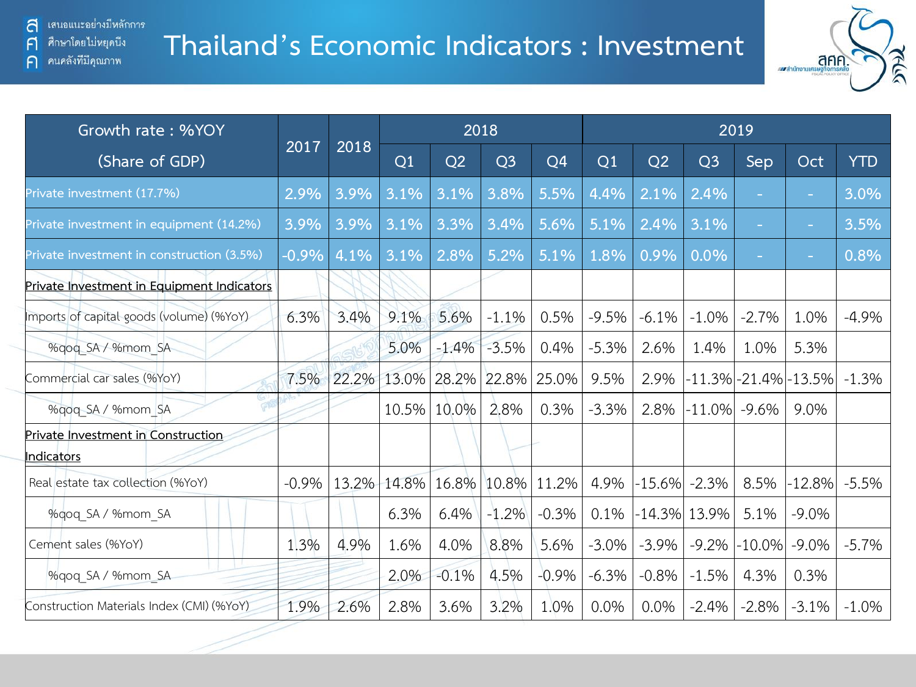# Thailand's Economic Indicators : Investment

| Growth rate : %YOY (Share of GDP) | 2017 | 2018 | 2018 | | | | 2019 | | | | | |
|---|---|---|---|---|---|---|---|---|---|---|---|---|
| | | | Q1 | Q2 | Q3 | Q4 | Q1 | Q2 | Q3 | Sep | Oct | YTD |
| Private investment (17.7%) | 2.9% | 3.9% | 3.1% | 3.1% | 3.8% | 5.5% | 4.4% | 2.1% | 2.4% | - | - | 3.0% |
| Private investment in equipment (14.2%) | 3.9% | 3.9% | 3.1% | 3.3% | 3.4% | 5.6% | 5.1% | 2.4% | 3.1% | - | - | 3.5% |
| Private investment in construction (3.5%) | -0.9% | 4.1% | 3.1% | 2.8% | 5.2% | 5.1% | 1.8% | 0.9% | 0.0% | - | - | 0.8% |
| **Private Investment in Equipment Indicators** | | | | | | | | | | | | |
| Imports of capital goods (volume) (%YoY) | 6.3% | 3.4% | 9.1% | 5.6% | -1.1% | 0.5% | -9.5% | -6.1% | -1.0% | -2.7% | 1.0% | -4.9% |
| %qoq_SA / %mom_SA | | | 5.0% | -1.4% | -3.5% | 0.4% | -5.3% | 2.6% | 1.4% | 1.0% | 5.3% | |
| Commercial car sales (%YoY) | 7.5% | 22.2% | 13.0% | 28.2% | 22.8% | 25.0% | 9.5% | 2.9% | -11.3% | -21.4% | -13.5% | -1.3% |
| %qoq_SA / %mom_SA | | | 10.5% | 10.0% | 2.8% | 0.3% | -3.3% | 2.8% | -11.0% | -9.6% | 9.0% | |
| **Private Investment in Construction Indicators** | | | | | | | | | | | | |
| Real estate tax collection (%YoY) | -0.9% | 13.2% | 14.8% | 16.8% | 10.8% | 11.2% | 4.9% | -15.6% | -2.3% | 8.5% | -12.8% | -5.5% |
| %qoq_SA / %mom_SA | | | 6.3% | 6.4% | -1.2% | -0.3% | 0.1% | -14.3% | 13.9% | 5.1% | -9.0% | |
| Cement sales (%YoY) | 1.3% | 4.9% | 1.6% | 4.0% | 8.8% | 5.6% | -3.0% | -3.9% | -9.2% | -10.0% | -9.0% | -5.7% |
| %qoq_SA / %mom_SA | | | 2.0% | -0.1% | 4.5% | -0.9% | -6.3% | -0.8% | -1.5% | 4.3% | 0.3% | |
| Construction Materials Index (CMI) (%YoY) | 1.9% | 2.6% | 2.8% | 3.6% | 3.2% | 1.0% | 0.0% | 0.0% | -2.4% | -2.8% | -3.1% | -1.0% |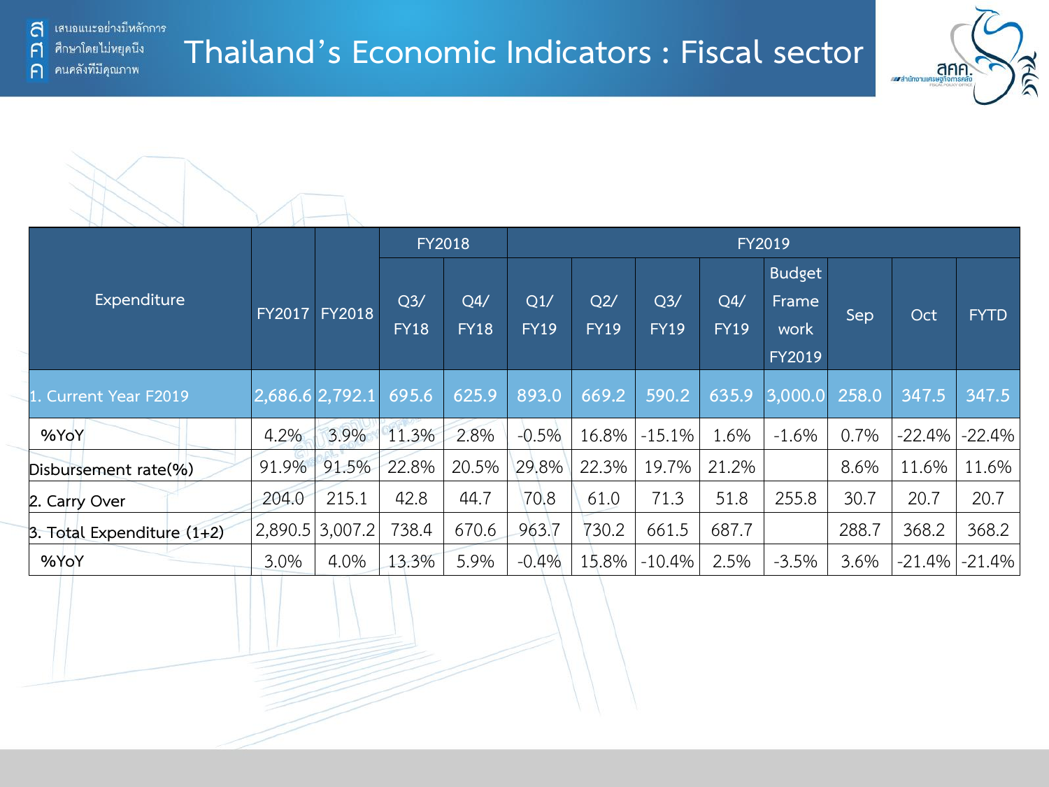# Thailand's Economic Indicators : Fiscal sector

| Expenditure | FY2017 | FY2018 | FY2018 | | FY2019 | | | | | | | |
|---|---|---|---|---|---|---|---|---|---|---|---|---|
| | | | Q3/ FY18 | Q4/ FY18 | Q1/ FY19 | Q2/ FY19 | Q3/ FY19 | Q4/ FY19 | Budget Frame work FY2019 | Sep | Oct | FYTD |
| 1. Current Year F2019 | 2,686.6 | 2,792.1 | 695.6 | 625.9 | 893.0 | 669.2 | 590.2 | 635.9 | 3,000.0 | 258.0 | 347.5 | 347.5 |
| %YoY | 4.2% | 3.9% | 11.3% | 2.8% | -0.5% | 16.8% | -15.1% | 1.6% | -1.6% | 0.7% | -22.4% | -22.4% |
| Disbursement rate(%) | 91.9% | 91.5% | 22.8% | 20.5% | 29.8% | 22.3% | 19.7% | 21.2% | | 8.6% | 11.6% | 11.6% |
| 2. Carry Over | 204.0 | 215.1 | 42.8 | 44.7 | 70.8 | 61.0 | 71.3 | 51.8 | 255.8 | 30.7 | 20.7 | 20.7 |
| 3. Total Expenditure (1+2) | 2,890.5 | 3,007.2 | 738.4 | 670.6 | 963.7 | 730.2 | 661.5 | 687.7 | | 288.7 | 368.2 | 368.2 |
| %YoY | 3.0% | 4.0% | 13.3% | 5.9% | -0.4% | 15.8% | -10.4% | 2.5% | -3.5% | 3.6% | -21.4% | -21.4% |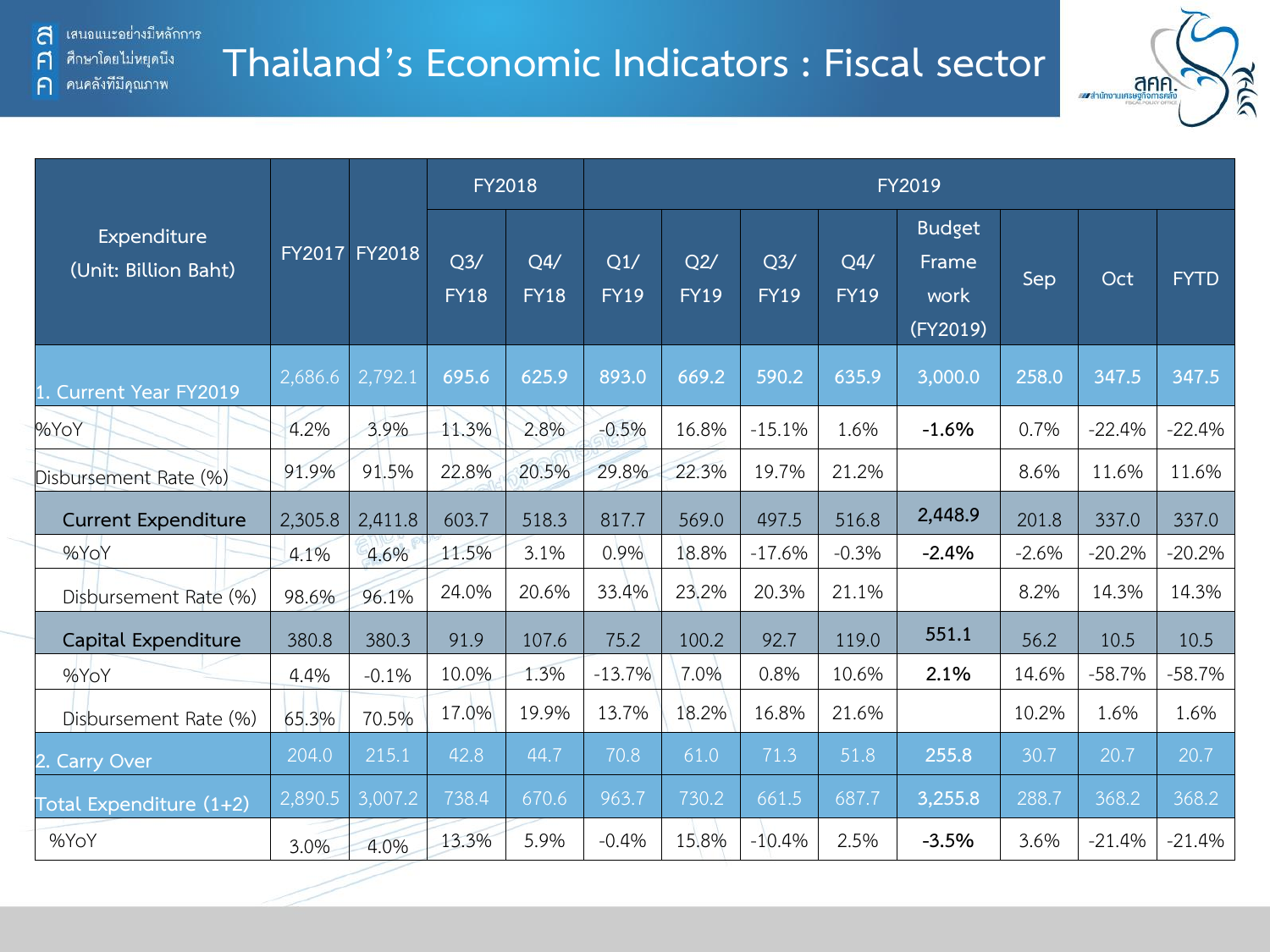# Thailand's Economic Indicators : Fiscal sector

| Expenditure (Unit: Billion Baht) | FY2017 | FY2018 | FY2018 | | FY2019 | | | | | | | |
|---|---|---|---|---|---|---|---|---|---|---|---|---|
| | | | Q3/ FY18 | Q4/ FY18 | Q1/ FY19 | Q2/ FY19 | Q3/ FY19 | Q4/ FY19 | Budget Frame work (FY2019) | Sep | Oct | FYTD |
| 1. Current Year FY2019 | 2,686.6 | 2,792.1 | 695.6 | 625.9 | 893.0 | 669.2 | 590.2 | 635.9 | 3,000.0 | 258.0 | 347.5 | 347.5 |
| %YoY | 4.2% | 3.9% | 11.3% | 2.8% | -0.5% | 16.8% | -15.1% | 1.6% | **-1.6%** | 0.7% | -22.4% | -22.4% |
| Disbursement Rate (%) | 91.9% | 91.5% | 22.8% | 20.5% | 29.8% | 22.3% | 19.7% | 21.2% | | 8.6% | 11.6% | 11.6% |
| **Current Expenditure** | 2,305.8 | 2,411.8 | 603.7 | 518.3 | 817.7 | 569.0 | 497.5 | 516.8 | 2,448.9 | 201.8 | 337.0 | 337.0 |
| %YoY | 4.1% | 4.6% | 11.5% | 3.1% | 0.9% | 18.8% | -17.6% | -0.3% | **-2.4%** | -2.6% | -20.2% | -20.2% |
| Disbursement Rate (%) | 98.6% | 96.1% | 24.0% | 20.6% | 33.4% | 23.2% | 20.3% | 21.1% | | 8.2% | 14.3% | 14.3% |
| **Capital Expenditure** | 380.8 | 380.3 | 91.9 | 107.6 | 75.2 | 100.2 | 92.7 | 119.0 | 551.1 | 56.2 | 10.5 | 10.5 |
| %YoY | 4.4% | -0.1% | 10.0% | 1.3% | -13.7% | 7.0% | 0.8% | 10.6% | **2.1%** | 14.6% | -58.7% | -58.7% |
| Disbursement Rate (%) | 65.3% | 70.5% | 17.0% | 19.9% | 13.7% | 18.2% | 16.8% | 21.6% | | 10.2% | 1.6% | 1.6% |
| 2. Carry Over | 204.0 | 215.1 | 42.8 | 44.7 | 70.8 | 61.0 | 71.3 | 51.8 | 255.8 | 30.7 | 20.7 | 20.7 |
| Total Expenditure (1+2) | 2,890.5 | 3,007.2 | 738.4 | 670.6 | 963.7 | 730.2 | 661.5 | 687.7 | 3,255.8 | 288.7 | 368.2 | 368.2 |
| %YoY | 3.0% | 4.0% | 13.3% | 5.9% | -0.4% | 15.8% | -10.4% | 2.5% | **-3.5%** | 3.6% | -21.4% | -21.4% |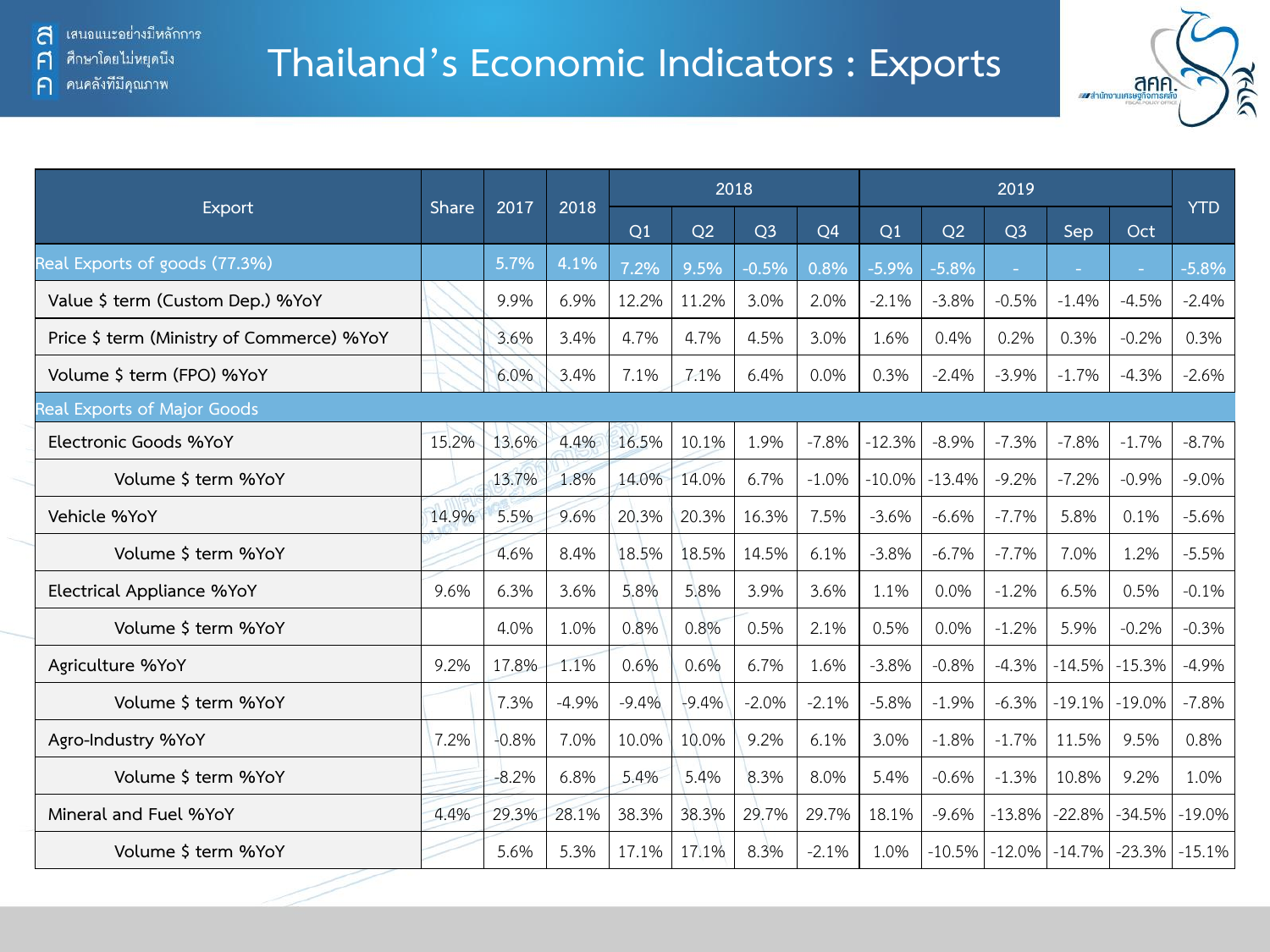# Thailand’s Economic Indicators : Exports

| Export | Share | 2017 | 2018 | 2018 | | | | 2019 | | | | | YTD |
|---|---|---|---|---|---|---|---|---|---|---|---|---|---|
| | | | | Q1 | Q2 | Q3 | Q4 | Q1 | Q2 | Q3 | Sep | Oct | |
| Real Exports of goods (77.3%) | | 5.7% | 4.1% | 7.2% | 9.5% | -0.5% | 0.8% | -5.9% | -5.8% | - | - | - | -5.8% |
| Value $ term (Custom Dep.) %YoY | | 9.9% | 6.9% | 12.2% | 11.2% | 3.0% | 2.0% | -2.1% | -3.8% | -0.5% | -1.4% | -4.5% | -2.4% |
| Price $ term (Ministry of Commerce) %YoY | | 3.6% | 3.4% | 4.7% | 4.7% | 4.5% | 3.0% | 1.6% | 0.4% | 0.2% | 0.3% | -0.2% | 0.3% |
| Volume $ term (FPO) %YoY | | 6.0% | 3.4% | 7.1% | 7.1% | 6.4% | 0.0% | 0.3% | -2.4% | -3.9% | -1.7% | -4.3% | -2.6% |
| Real Exports of Major Goods | | | | | | | | | | | | | |
| Electronic Goods %YoY | 15.2% | 13.6% | 4.4% | 16.5% | 10.1% | 1.9% | -7.8% | -12.3% | -8.9% | -7.3% | -7.8% | -1.7% | -8.7% |
| Volume $ term %YoY | | 13.7% | 1.8% | 14.0% | 14.0% | 6.7% | -1.0% | -10.0% | -13.4% | -9.2% | -7.2% | -0.9% | -9.0% |
| Vehicle %YoY | 14.9% | 5.5% | 9.6% | 20.3% | 20.3% | 16.3% | 7.5% | -3.6% | -6.6% | -7.7% | 5.8% | 0.1% | -5.6% |
| Volume $ term %YoY | | 4.6% | 8.4% | 18.5% | 18.5% | 14.5% | 6.1% | -3.8% | -6.7% | -7.7% | 7.0% | 1.2% | -5.5% |
| Electrical Appliance %YoY | 9.6% | 6.3% | 3.6% | 5.8% | 5.8% | 3.9% | 3.6% | 1.1% | 0.0% | -1.2% | 6.5% | 0.5% | -0.1% |
| Volume $ term %YoY | | 4.0% | 1.0% | 0.8% | 0.8% | 0.5% | 2.1% | 0.5% | 0.0% | -1.2% | 5.9% | -0.2% | -0.3% |
| Agriculture %YoY | 9.2% | 17.8% | 1.1% | 0.6% | 0.6% | 6.7% | 1.6% | -3.8% | -0.8% | -4.3% | -14.5% | -15.3% | -4.9% |
| Volume $ term %YoY | | 7.3% | -4.9% | -9.4% | -9.4% | -2.0% | -2.1% | -5.8% | -1.9% | -6.3% | -19.1% | -19.0% | -7.8% |
| Agro-Industry %YoY | 7.2% | -0.8% | 7.0% | 10.0% | 10.0% | 9.2% | 6.1% | 3.0% | -1.8% | -1.7% | 11.5% | 9.5% | 0.8% |
| Volume $ term %YoY | | -8.2% | 6.8% | 5.4% | 5.4% | 8.3% | 8.0% | 5.4% | -0.6% | -1.3% | 10.8% | 9.2% | 1.0% |
| Mineral and Fuel %YoY | 4.4% | 29.3% | 28.1% | 38.3% | 38.3% | 29.7% | 29.7% | 18.1% | -9.6% | -13.8% | -22.8% | -34.5% | -19.0% |
| Volume $ term %YoY | | 5.6% | 5.3% | 17.1% | 17.1% | 8.3% | -2.1% | 1.0% | -10.5% | -12.0% | -14.7% | -23.3% | -15.1% |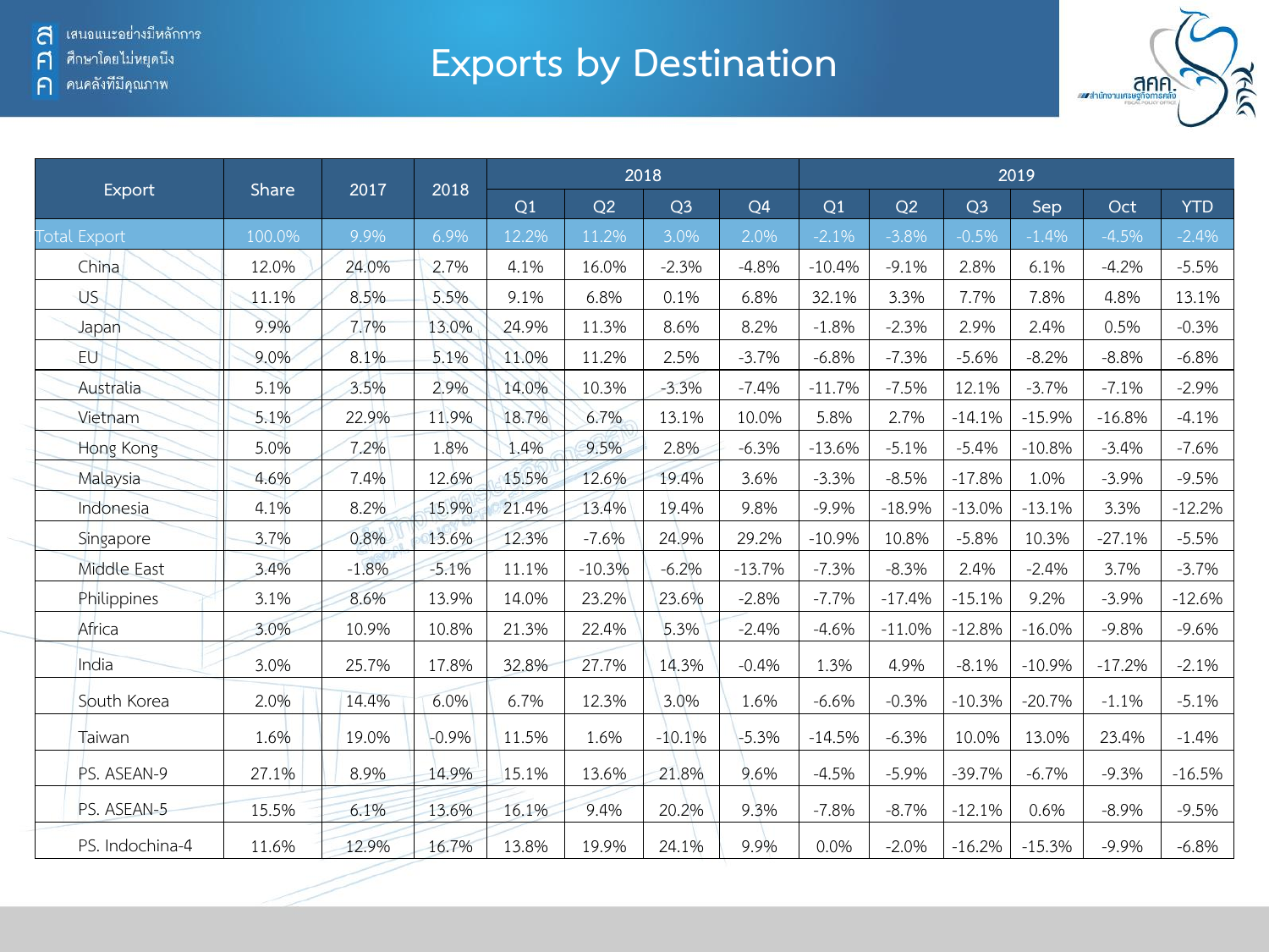# Exports by Destination

| Export | Share | 2017 | 2018 | 2018 | | | | 2019 | | | | | |
|---|---|---|---|---|---|---|---|---|---|---|---|---|---|
| | | | | Q1 | Q2 | Q3 | Q4 | Q1 | Q2 | Q3 | Sep | Oct | YTD |
| Total Export | 100.0% | 9.9% | 6.9% | 12.2% | 11.2% | 3.0% | 2.0% | -2.1% | -3.8% | -0.5% | -1.4% | -4.5% | -2.4% |
| China | 12.0% | 24.0% | 2.7% | 4.1% | 16.0% | -2.3% | -4.8% | -10.4% | -9.1% | 2.8% | 6.1% | -4.2% | -5.5% |
| US | 11.1% | 8.5% | 5.5% | 9.1% | 6.8% | 0.1% | 6.8% | 32.1% | 3.3% | 7.7% | 7.8% | 4.8% | 13.1% |
| Japan | 9.9% | 7.7% | 13.0% | 24.9% | 11.3% | 8.6% | 8.2% | -1.8% | -2.3% | 2.9% | 2.4% | 0.5% | -0.3% |
| EU | 9.0% | 8.1% | 5.1% | 11.0% | 11.2% | 2.5% | -3.7% | -6.8% | -7.3% | -5.6% | -8.2% | -8.8% | -6.8% |
| Australia | 5.1% | 3.5% | 2.9% | 14.0% | 10.3% | -3.3% | -7.4% | -11.7% | -7.5% | 12.1% | -3.7% | -7.1% | -2.9% |
| Vietnam | 5.1% | 22.9% | 11.9% | 18.7% | 6.7% | 13.1% | 10.0% | 5.8% | 2.7% | -14.1% | -15.9% | -16.8% | -4.1% |
| Hong Kong | 5.0% | 7.2% | 1.8% | 1.4% | 9.5% | 2.8% | -6.3% | -13.6% | -5.1% | -5.4% | -10.8% | -3.4% | -7.6% |
| Malaysia | 4.6% | 7.4% | 12.6% | 15.5% | 12.6% | 19.4% | 3.6% | -3.3% | -8.5% | -17.8% | 1.0% | -3.9% | -9.5% |
| Indonesia | 4.1% | 8.2% | 15.9% | 21.4% | 13.4% | 19.4% | 9.8% | -9.9% | -18.9% | -13.0% | -13.1% | 3.3% | -12.2% |
| Singapore | 3.7% | 0.8% | 13.6% | 12.3% | -7.6% | 24.9% | 29.2% | -10.9% | 10.8% | -5.8% | 10.3% | -27.1% | -5.5% |
| Middle East | 3.4% | -1.8% | -5.1% | 11.1% | -10.3% | -6.2% | -13.7% | -7.3% | -8.3% | 2.4% | -2.4% | 3.7% | -3.7% |
| Philippines | 3.1% | 8.6% | 13.9% | 14.0% | 23.2% | 23.6% | -2.8% | -7.7% | -17.4% | -15.1% | 9.2% | -3.9% | -12.6% |
| Africa | 3.0% | 10.9% | 10.8% | 21.3% | 22.4% | 5.3% | -2.4% | -4.6% | -11.0% | -12.8% | -16.0% | -9.8% | -9.6% |
| India | 3.0% | 25.7% | 17.8% | 32.8% | 27.7% | 14.3% | -0.4% | 1.3% | 4.9% | -8.1% | -10.9% | -17.2% | -2.1% |
| South Korea | 2.0% | 14.4% | 6.0% | 6.7% | 12.3% | 3.0% | 1.6% | -6.6% | -0.3% | -10.3% | -20.7% | -1.1% | -5.1% |
| Taiwan | 1.6% | 19.0% | -0.9% | 11.5% | 1.6% | -10.1% | -5.3% | -14.5% | -6.3% | 10.0% | 13.0% | 23.4% | -1.4% |
| PS. ASEAN-9 | 27.1% | 8.9% | 14.9% | 15.1% | 13.6% | 21.8% | 9.6% | -4.5% | -5.9% | -39.7% | -6.7% | -9.3% | -16.5% |
| PS. ASEAN-5 | 15.5% | 6.1% | 13.6% | 16.1% | 9.4% | 20.2% | 9.3% | -7.8% | -8.7% | -12.1% | 0.6% | -8.9% | -9.5% |
| PS. Indochina-4 | 11.6% | 12.9% | 16.7% | 13.8% | 19.9% | 24.1% | 9.9% | 0.0% | -2.0% | -16.2% | -15.3% | -9.9% | -6.8% |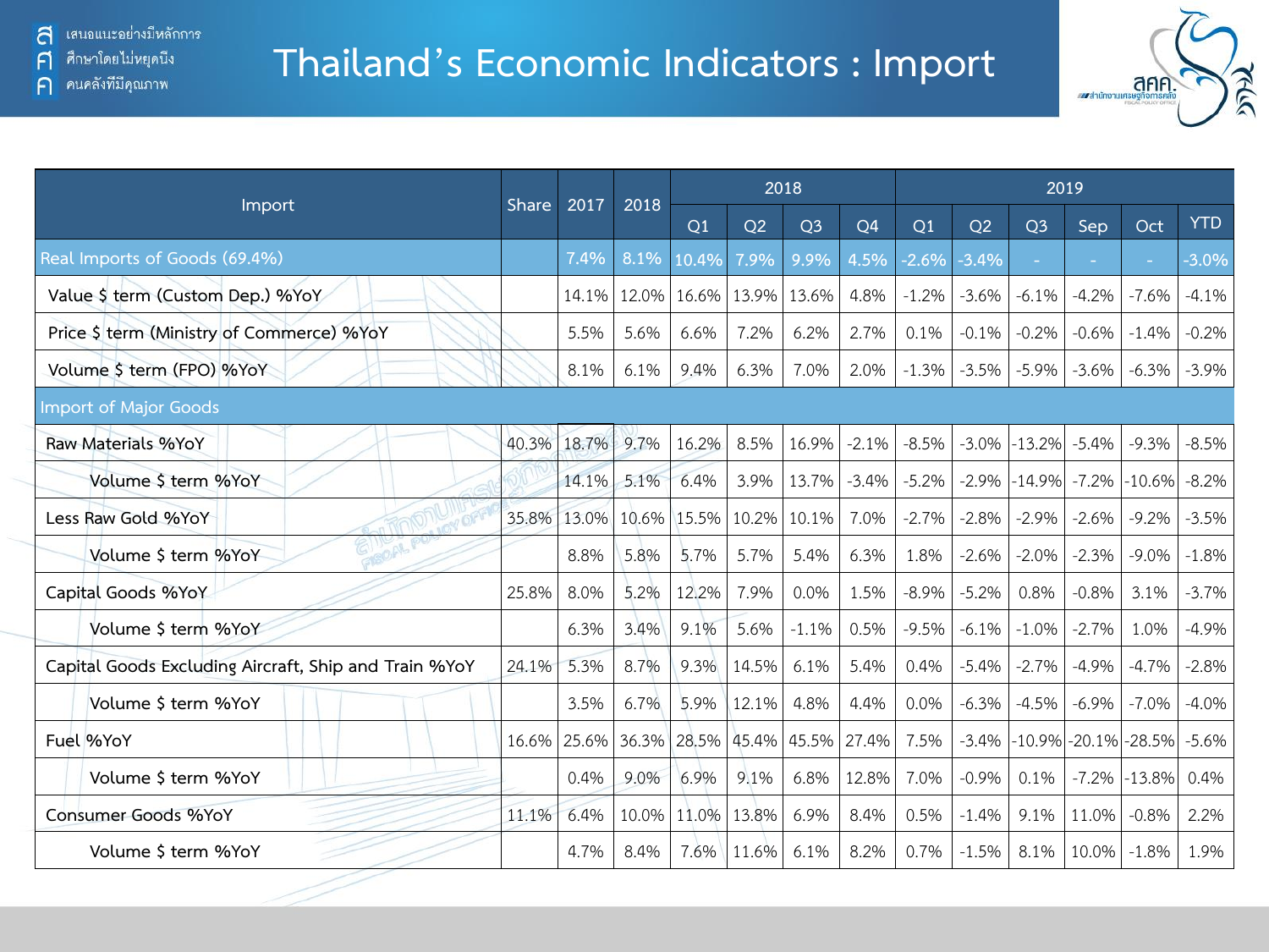# Thailand's Economic Indicators : Import

| Import | Share | 2017 | 2018 | 2018 | | | | 2019 | | | | | |
|---|---|---|---|---|---|---|---|---|---|---|---|---|---|
| | | | | Q1 | Q2 | Q3 | Q4 | Q1 | Q2 | Q3 | Sep | Oct | YTD |
| Real Imports of Goods (69.4%) | | 7.4% | 8.1% | 10.4% | 7.9% | 9.9% | 4.5% | -2.6% | -3.4% | - | - | - | -3.0% |
| Value $ term (Custom Dep.) %YoY | | 14.1% | 12.0% | 16.6% | 13.9% | 13.6% | 4.8% | -1.2% | -3.6% | -6.1% | -4.2% | -7.6% | -4.1% |
| Price $ term (Ministry of Commerce) %YoY | | 5.5% | 5.6% | 6.6% | 7.2% | 6.2% | 2.7% | 0.1% | -0.1% | -0.2% | -0.6% | -1.4% | -0.2% |
| Volume $ term (FPO) %YoY | | 8.1% | 6.1% | 9.4% | 6.3% | 7.0% | 2.0% | -1.3% | -3.5% | -5.9% | -3.6% | -6.3% | -3.9% |
| Import of Major Goods | | | | | | | | | | | | | |
| Raw Materials %YoY | 40.3% | 18.7% | 9.7% | 16.2% | 8.5% | 16.9% | -2.1% | -8.5% | -3.0% | -13.2% | -5.4% | -9.3% | -8.5% |
| Volume $ term %YoY | | 14.1% | 5.1% | 6.4% | 3.9% | 13.7% | -3.4% | -5.2% | -2.9% | -14.9% | -7.2% | -10.6% | -8.2% |
| Less Raw Gold %YoY | 35.8% | 13.0% | 10.6% | 15.5% | 10.2% | 10.1% | 7.0% | -2.7% | -2.8% | -2.9% | -2.6% | -9.2% | -3.5% |
| Volume $ term %YoY | | 8.8% | 5.8% | 5.7% | 5.7% | 5.4% | 6.3% | 1.8% | -2.6% | -2.0% | -2.3% | -9.0% | -1.8% |
| Capital Goods %YoY | 25.8% | 8.0% | 5.2% | 12.2% | 7.9% | 0.0% | 1.5% | -8.9% | -5.2% | 0.8% | -0.8% | 3.1% | -3.7% |
| Volume $ term %YoY | | 6.3% | 3.4% | 9.1% | 5.6% | -1.1% | 0.5% | -9.5% | -6.1% | -1.0% | -2.7% | 1.0% | -4.9% |
| Capital Goods Excluding Aircraft, Ship and Train %YoY | 24.1% | 5.3% | 8.7% | 9.3% | 14.5% | 6.1% | 5.4% | 0.4% | -5.4% | -2.7% | -4.9% | -4.7% | -2.8% |
| Volume $ term %YoY | | 3.5% | 6.7% | 5.9% | 12.1% | 4.8% | 4.4% | 0.0% | -6.3% | -4.5% | -6.9% | -7.0% | -4.0% |
| Fuel %YoY | 16.6% | 25.6% | 36.3% | 28.5% | 45.4% | 45.5% | 27.4% | 7.5% | -3.4% | -10.9% | -20.1% | -28.5% | -5.6% |
| Volume $ term %YoY | | 0.4% | 9.0% | 6.9% | 9.1% | 6.8% | 12.8% | 7.0% | -0.9% | 0.1% | -7.2% | -13.8% | 0.4% |
| Consumer Goods %YoY | 11.1% | 6.4% | 10.0% | 11.0% | 13.8% | 6.9% | 8.4% | 0.5% | -1.4% | 9.1% | 11.0% | -0.8% | 2.2% |
| Volume $ term %YoY | | 4.7% | 8.4% | 7.6% | 11.6% | 6.1% | 8.2% | 0.7% | -1.5% | 8.1% | 10.0% | -1.8% | 1.9% |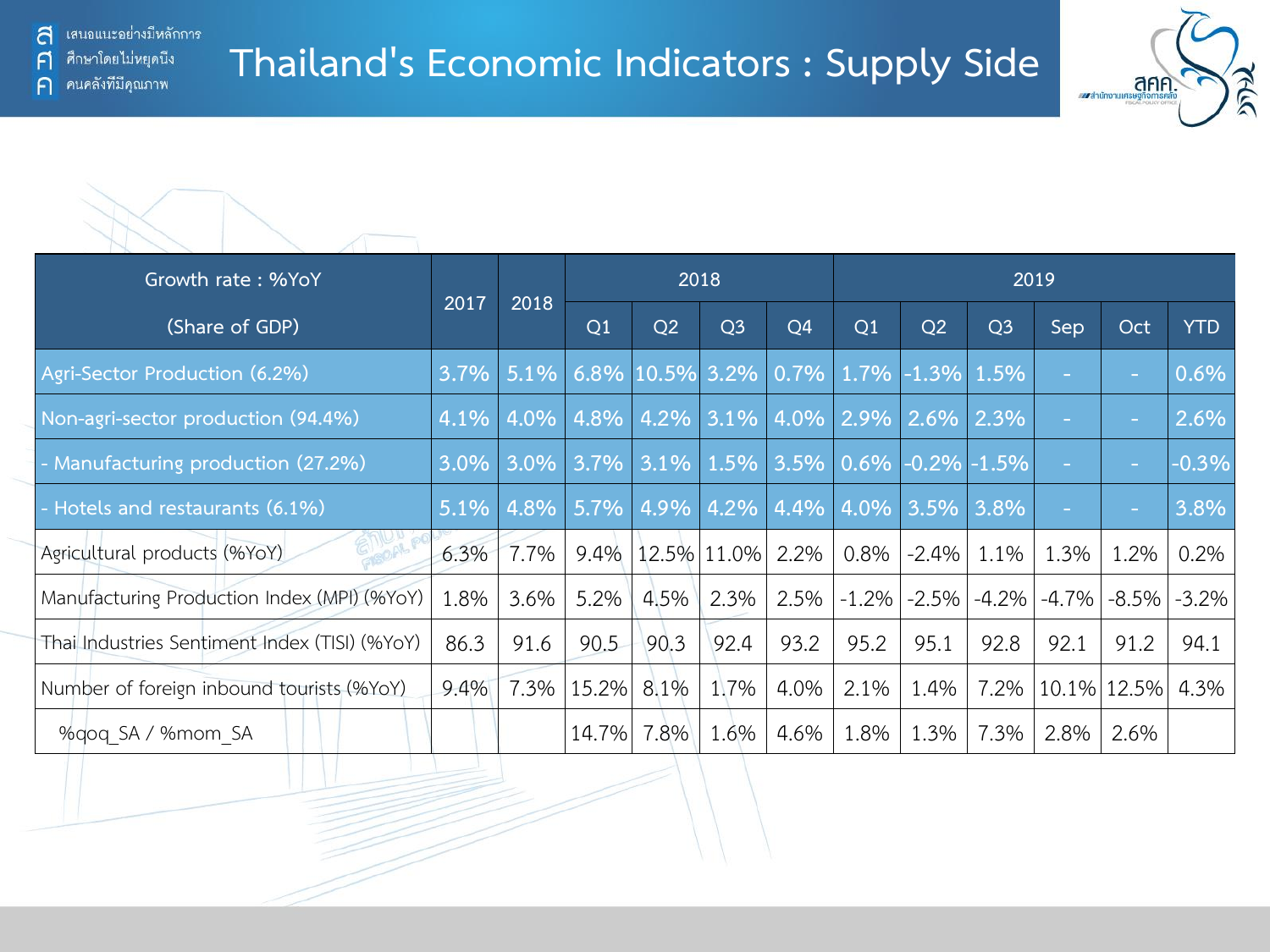# Thailand's Economic Indicators : Supply Side

| Growth rate : %YoY (Share of GDP) | 2017 | 2018 | 2018 | | | | 2019 | | | | | |
|---|---|---|---|---|---|---|---|---|---|---|---|---|
| | | | Q1 | Q2 | Q3 | Q4 | Q1 | Q2 | Q3 | Sep | Oct | YTD |
| Agri-Sector Production (6.2%) | 3.7% | 5.1% | 6.8% | 10.5% | 3.2% | 0.7% | 1.7% | -1.3% | 1.5% | - | - | 0.6% |
| Non-agri-sector production (94.4%) | 4.1% | 4.0% | 4.8% | 4.2% | 3.1% | 4.0% | 2.9% | 2.6% | 2.3% | - | - | 2.6% |
| - Manufacturing production (27.2%) | 3.0% | 3.0% | 3.7% | 3.1% | 1.5% | 3.5% | 0.6% | -0.2% | -1.5% | - | - | -0.3% |
| - Hotels and restaurants (6.1%) | 5.1% | 4.8% | 5.7% | 4.9% | 4.2% | 4.4% | 4.0% | 3.5% | 3.8% | - | - | 3.8% |
| Agricultural products (%YoY) | 6.3% | 7.7% | 9.4% | 12.5% | 11.0% | 2.2% | 0.8% | -2.4% | 1.1% | 1.3% | 1.2% | 0.2% |
| Manufacturing Production Index (MPI) (%YoY) | 1.8% | 3.6% | 5.2% | 4.5% | 2.3% | 2.5% | -1.2% | -2.5% | -4.2% | -4.7% | -8.5% | -3.2% |
| Thai Industries Sentiment Index (TISI) (%YoY) | 86.3 | 91.6 | 90.5 | 90.3 | 92.4 | 93.2 | 95.2 | 95.1 | 92.8 | 92.1 | 91.2 | 94.1 |
| Number of foreign inbound tourists (%YoY) | 9.4% | 7.3% | 15.2% | 8.1% | 1.7% | 4.0% | 2.1% | 1.4% | 7.2% | 10.1% | 12.5% | 4.3% |
| %qoq_SA / %mom_SA | | | 14.7% | 7.8% | 1.6% | 4.6% | 1.8% | 1.3% | 7.3% | 2.8% | 2.6% | |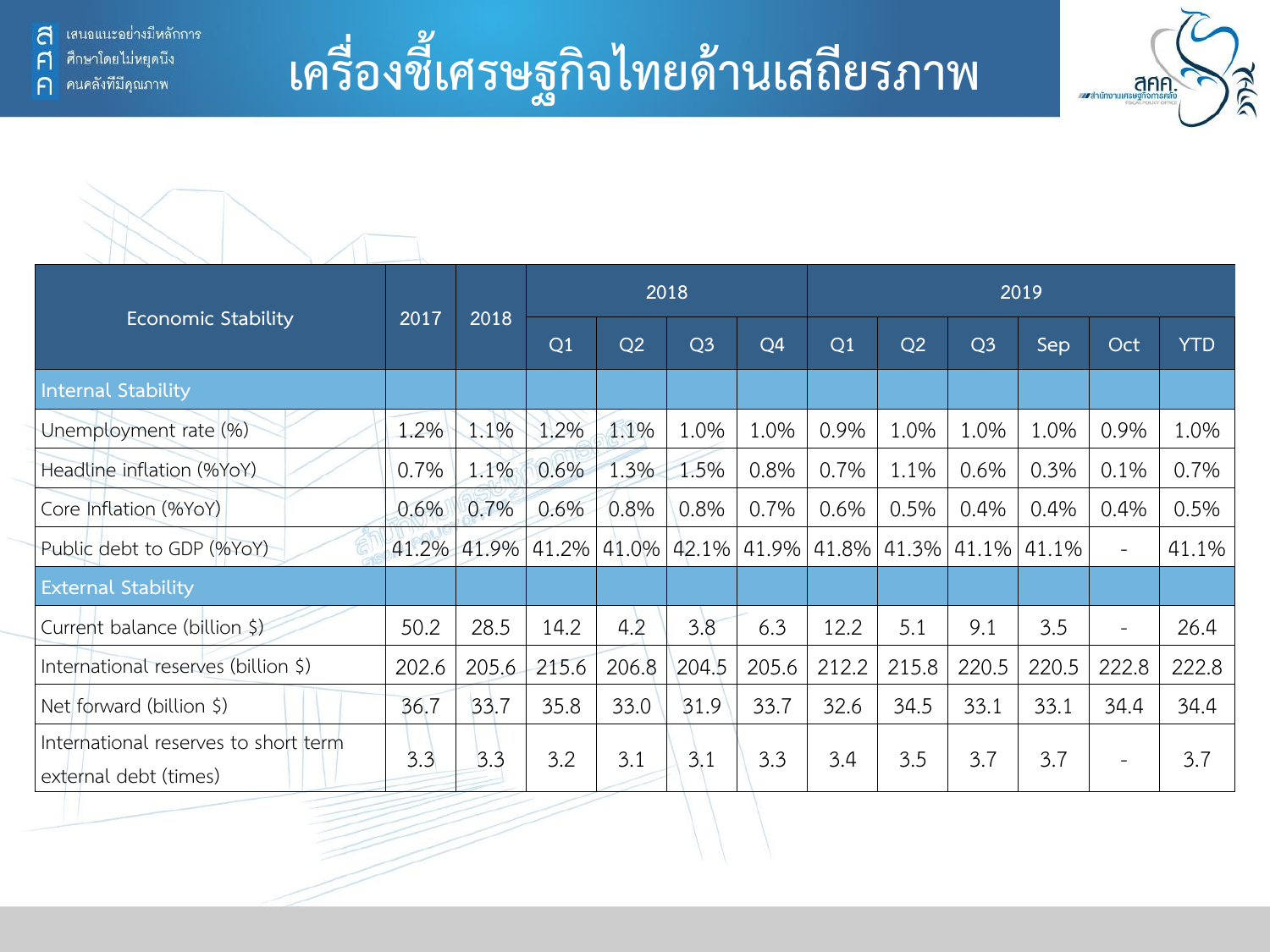# เครื่องชี้เศรษฐกิจไทยด้านเสถียรภาพ

| Economic Stability | 2017 | 2018 | 2018 | | | | 2019 | | | | | |
|---|---|---|---|---|---|---|---|---|---|---|---|---|
| | | | Q1 | Q2 | Q3 | Q4 | Q1 | Q2 | Q3 | Sep | Oct | YTD |
| **Internal Stability** | | | | | | | | | | | | |
| Unemployment rate (%) | 1.2% | 1.1% | 1.2% | 1.1% | 1.0% | 1.0% | 0.9% | 1.0% | 1.0% | 1.0% | 0.9% | 1.0% |
| Headline inflation (%YoY) | 0.7% | 1.1% | 0.6% | 1.3% | 1.5% | 0.8% | 0.7% | 1.1% | 0.6% | 0.3% | 0.1% | 0.7% |
| Core Inflation (%YoY) | 0.6% | 0.7% | 0.6% | 0.8% | 0.8% | 0.7% | 0.6% | 0.5% | 0.4% | 0.4% | 0.4% | 0.5% |
| Public debt to GDP (%YoY) | 41.2% | 41.9% | 41.2% | 41.0% | 42.1% | 41.9% | 41.8% | 41.3% | 41.1% | 41.1% | - | 41.1% |
| **External Stability** | | | | | | | | | | | | |
| Current balance (billion $) | 50.2 | 28.5 | 14.2 | 4.2 | 3.8 | 6.3 | 12.2 | 5.1 | 9.1 | 3.5 | - | 26.4 |
| International reserves (billion $) | 202.6 | 205.6 | 215.6 | 206.8 | 204.5 | 205.6 | 212.2 | 215.8 | 220.5 | 220.5 | 222.8 | 222.8 |
| Net forward (billion $) | 36.7 | 33.7 | 35.8 | 33.0 | 31.9 | 33.7 | 32.6 | 34.5 | 33.1 | 33.1 | 34.4 | 34.4 |
| International reserves to short term external debt (times) | 3.3 | 3.3 | 3.2 | 3.1 | 3.1 | 3.3 | 3.4 | 3.5 | 3.7 | 3.7 | - | 3.7 |